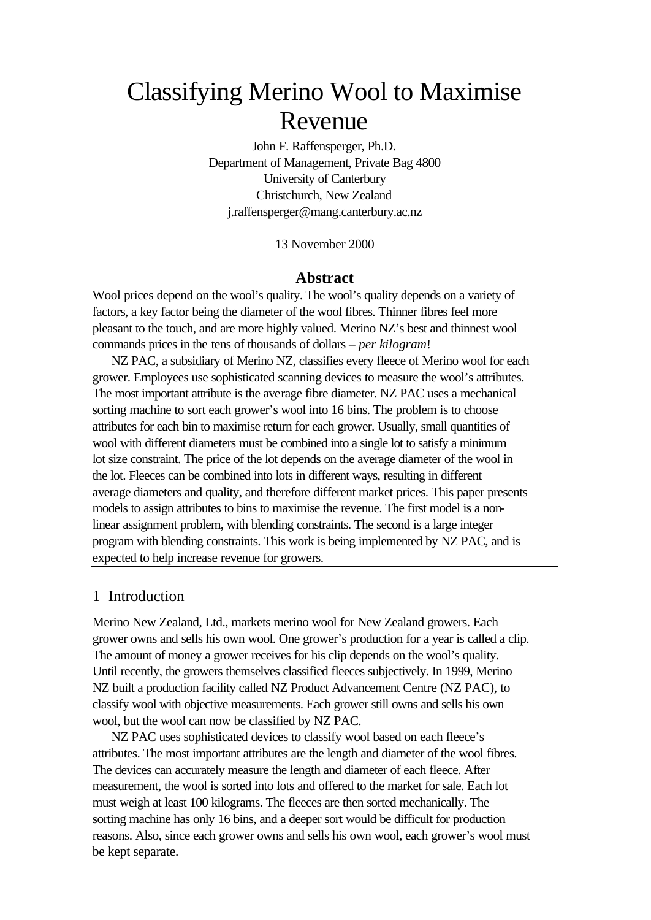# Classifying Merino Wool to Maximise Revenue

John F. Raffensperger, Ph.D.
Department of Management, Private Bag 4800
University of Canterbury
Christchurch, New Zealand
j.raffensperger@mang.canterbury.ac.nz

13 November 2000

## Abstract

Wool prices depend on the wool's quality. The wool's quality depends on a variety of factors, a key factor being the diameter of the wool fibres. Thinner fibres feel more pleasant to the touch, and are more highly valued. Merino NZ's best and thinnest wool commands prices in the tens of thousands of dollars – *per kilogram*!

NZ PAC, a subsidiary of Merino NZ, classifies every fleece of Merino wool for each grower. Employees use sophisticated scanning devices to measure the wool's attributes. The most important attribute is the average fibre diameter. NZ PAC uses a mechanical sorting machine to sort each grower's wool into 16 bins. The problem is to choose attributes for each bin to maximise return for each grower. Usually, small quantities of wool with different diameters must be combined into a single lot to satisfy a minimum lot size constraint. The price of the lot depends on the average diameter of the wool in the lot. Fleeces can be combined into lots in different ways, resulting in different average diameters and quality, and therefore different market prices. This paper presents models to assign attributes to bins to maximise the revenue. The first model is a non-linear assignment problem, with blending constraints. The second is a large integer program with blending constraints. This work is being implemented by NZ PAC, and is expected to help increase revenue for growers.

## 1 Introduction

Merino New Zealand, Ltd., markets merino wool for New Zealand growers. Each grower owns and sells his own wool. One grower's production for a year is called a clip. The amount of money a grower receives for his clip depends on the wool's quality. Until recently, the growers themselves classified fleeces subjectively. In 1999, Merino NZ built a production facility called NZ Product Advancement Centre (NZ PAC), to classify wool with objective measurements. Each grower still owns and sells his own wool, but the wool can now be classified by NZ PAC.

NZ PAC uses sophisticated devices to classify wool based on each fleece's attributes. The most important attributes are the length and diameter of the wool fibres. The devices can accurately measure the length and diameter of each fleece. After measurement, the wool is sorted into lots and offered to the market for sale. Each lot must weigh at least 100 kilograms. The fleeces are then sorted mechanically. The sorting machine has only 16 bins, and a deeper sort would be difficult for production reasons. Also, since each grower owns and sells his own wool, each grower's wool must be kept separate.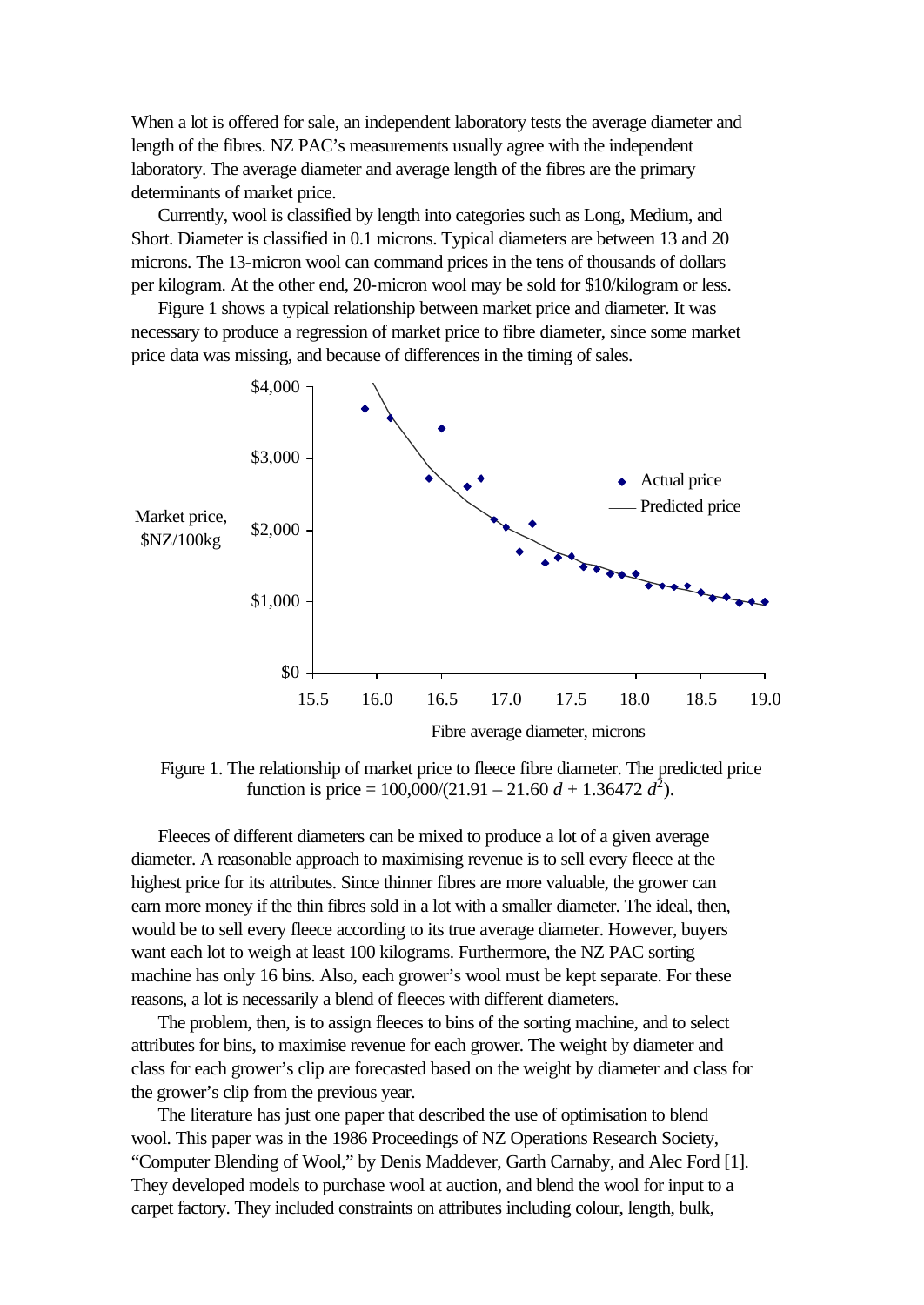When a lot is offered for sale, an independent laboratory tests the average diameter and length of the fibres. NZ PAC's measurements usually agree with the independent laboratory. The average diameter and average length of the fibres are the primary determinants of market price.

Currently, wool is classified by length into categories such as Long, Medium, and Short. Diameter is classified in 0.1 microns. Typical diameters are between 13 and 20 microns. The 13-micron wool can command prices in the tens of thousands of dollars per kilogram. At the other end, 20-micron wool may be sold for \$10/kilogram or less.

Figure 1 shows a typical relationship between market price and diameter. It was necessary to produce a regression of market price to fibre diameter, since some market price data was missing, and because of differences in the timing of sales.

Figure 1. The relationship of market price to fleece fibre diameter. The predicted price function is price = $100{,}000/(21.91 - 21.60\, d + 1.36472\, d^2)$.

Fleeces of different diameters can be mixed to produce a lot of a given average diameter. A reasonable approach to maximising revenue is to sell every fleece at the highest price for its attributes. Since thinner fibres are more valuable, the grower can earn more money if the thin fibres sold in a lot with a smaller diameter. The ideal, then, would be to sell every fleece according to its true average diameter. However, buyers want each lot to weigh at least 100 kilograms. Furthermore, the NZ PAC sorting machine has only 16 bins. Also, each grower's wool must be kept separate. For these reasons, a lot is necessarily a blend of fleeces with different diameters.

The problem, then, is to assign fleeces to bins of the sorting machine, and to select attributes for bins, to maximise revenue for each grower. The weight by diameter and class for each grower's clip are forecasted based on the weight by diameter and class for the grower's clip from the previous year.

The literature has just one paper that described the use of optimisation to blend wool. This paper was in the 1986 Proceedings of NZ Operations Research Society, "Computer Blending of Wool," by Denis Maddever, Garth Carnaby, and Alec Ford [1]. They developed models to purchase wool at auction, and blend the wool for input to a carpet factory. They included constraints on attributes including colour, length, bulk,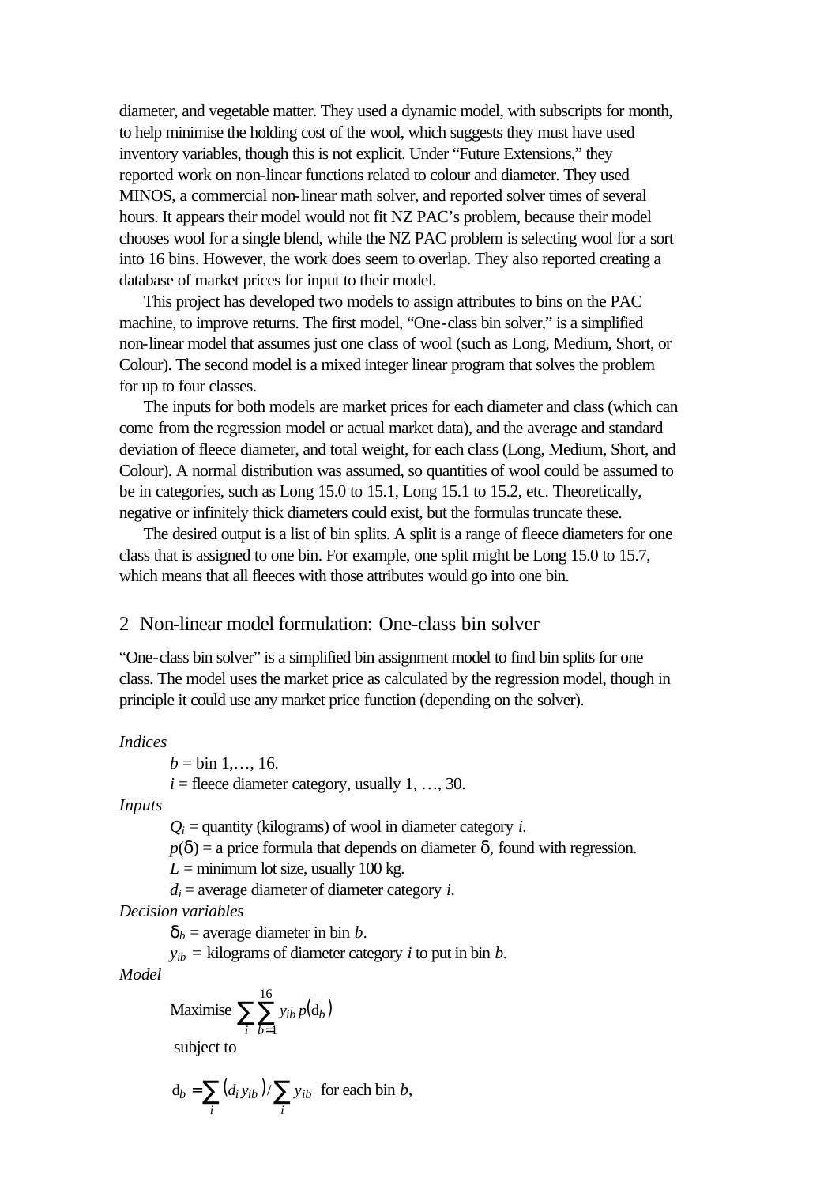diameter, and vegetable matter. They used a dynamic model, with subscripts for month, to help minimise the holding cost of the wool, which suggests they must have used inventory variables, though this is not explicit. Under "Future Extensions," they reported work on non-linear functions related to colour and diameter. They used MINOS, a commercial non-linear math solver, and reported solver times of several hours. It appears their model would not fit NZ PAC's problem, because their model chooses wool for a single blend, while the NZ PAC problem is selecting wool for a sort into 16 bins. However, the work does seem to overlap. They also reported creating a database of market prices for input to their model.

This project has developed two models to assign attributes to bins on the PAC machine, to improve returns. The first model, "One-class bin solver," is a simplified non-linear model that assumes just one class of wool (such as Long, Medium, Short, or Colour). The second model is a mixed integer linear program that solves the problem for up to four classes.

The inputs for both models are market prices for each diameter and class (which can come from the regression model or actual market data), and the average and standard deviation of fleece diameter, and total weight, for each class (Long, Medium, Short, and Colour). A normal distribution was assumed, so quantities of wool could be assumed to be in categories, such as Long 15.0 to 15.1, Long 15.1 to 15.2, etc. Theoretically, negative or infinitely thick diameters could exist, but the formulas truncate these.

The desired output is a list of bin splits. A split is a range of fleece diameters for one class that is assigned to one bin. For example, one split might be Long 15.0 to 15.7, which means that all fleeces with those attributes would go into one bin.

## 2 Non-linear model formulation: One-class bin solver

"One-class bin solver" is a simplified bin assignment model to find bin splits for one class. The model uses the market price as calculated by the regression model, though in principle it could use any market price function (depending on the solver).

*Indices*

$b$ = bin 1,…, 16.

$i$ = fleece diameter category, usually 1, …, 30.

*Inputs*

$Q_i$ = quantity (kilograms) of wool in diameter category $i$.

$p(\delta)$ = a price formula that depends on diameter $\delta$, found with regression.

$L$ = minimum lot size, usually 100 kg.

$d_i$ = average diameter of diameter category $i$.

*Decision variables*

$\delta_b$ = average diameter in bin $b$.

$y_{ib}$ = kilograms of diameter category $i$ to put in bin $b$.

*Model*

$$\text{Maximise } \sum_{i} \sum_{b=1}^{16} y_{ib}\, p(\delta_b)$$

subject to

$$\delta_b = \sum_i (d_i y_{ib}) / \sum_i y_{ib} \quad \text{for each bin } b,$$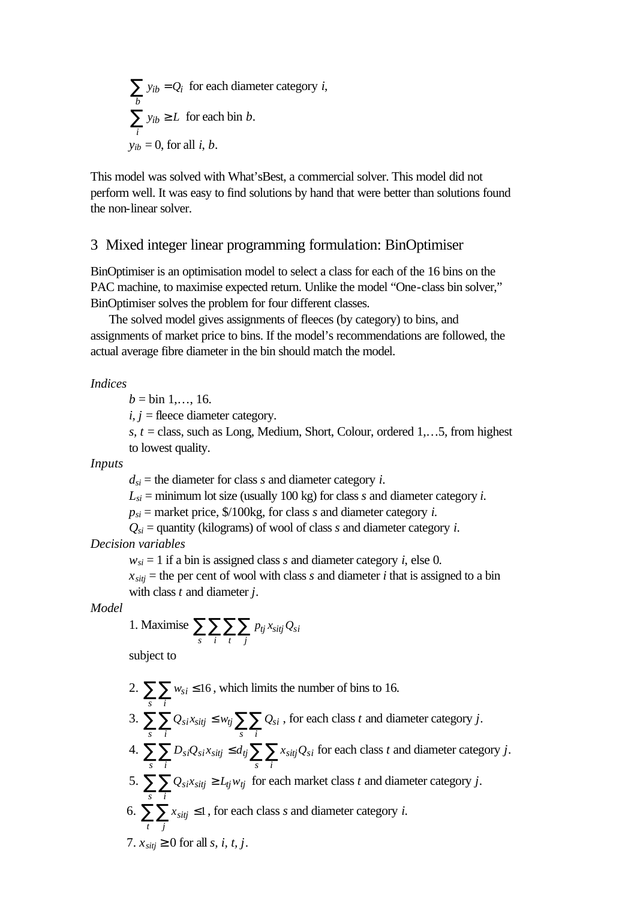$$\sum_b y_{ib} = Q_i \text{ for each diameter category } i,$$

$$\sum_i y_{ib} \geq L \text{ for each bin } b.$$

$y_{ib} = 0$, for all $i$, $b$.

This model was solved with What'sBest, a commercial solver. This model did not perform well. It was easy to find solutions by hand that were better than solutions found the non-linear solver.

## 3 Mixed integer linear programming formulation: BinOptimiser

BinOptimiser is an optimisation model to select a class for each of the 16 bins on the PAC machine, to maximise expected return. Unlike the model "One-class bin solver," BinOptimiser solves the problem for four different classes.

The solved model gives assignments of fleeces (by category) to bins, and assignments of market price to bins. If the model's recommendations are followed, the actual average fibre diameter in the bin should match the model.

*Indices*

- $b$ = bin 1,…, 16.
- $i$, $j$ = fleece diameter category.
- $s$, $t$ = class, such as Long, Medium, Short, Colour, ordered 1,…5, from highest to lowest quality.

*Inputs*

- $d_{si}$ = the diameter for class $s$ and diameter category $i$.
- $L_{si}$ = minimum lot size (usually 100 kg) for class $s$ and diameter category $i$.
- $p_{si}$ = market price, \$/100kg, for class $s$ and diameter category $i$.
- $Q_{si}$ = quantity (kilograms) of wool of class $s$ and diameter category $i$.

*Decision variables*

- $w_{si}$ = 1 if a bin is assigned class $s$ and diameter category $i$, else 0.
- $x_{sitj}$ = the per cent of wool with class $s$ and diameter $i$ that is assigned to a bin with class $t$ and diameter $j$.

*Model*

1. Maximise $\sum_s \sum_i \sum_t \sum_j p_{tj} x_{sitj} Q_{si}$

subject to

2. $\sum_s \sum_i w_{si} \leq 16$, which limits the number of bins to 16.
3. $\sum_s \sum_i Q_{si} x_{sitj} \leq w_{tj} \sum_s \sum_i Q_{si}$, for each class $t$ and diameter category $j$.
4. $\sum_s \sum_i D_{si} Q_{si} x_{sitj} \leq d_{tj} \sum_s \sum_i x_{sitj} Q_{si}$ for each class $t$ and diameter category $j$.
5. $\sum_s \sum_i Q_{si} x_{sitj} \geq L_{tj} w_{tj}$ for each market class $t$ and diameter category $j$.
6. $\sum_t \sum_j x_{sitj} \leq 1$, for each class $s$ and diameter category $i$.
7. $x_{sitj} \geq 0$ for all $s$, $i$, $t$, $j$.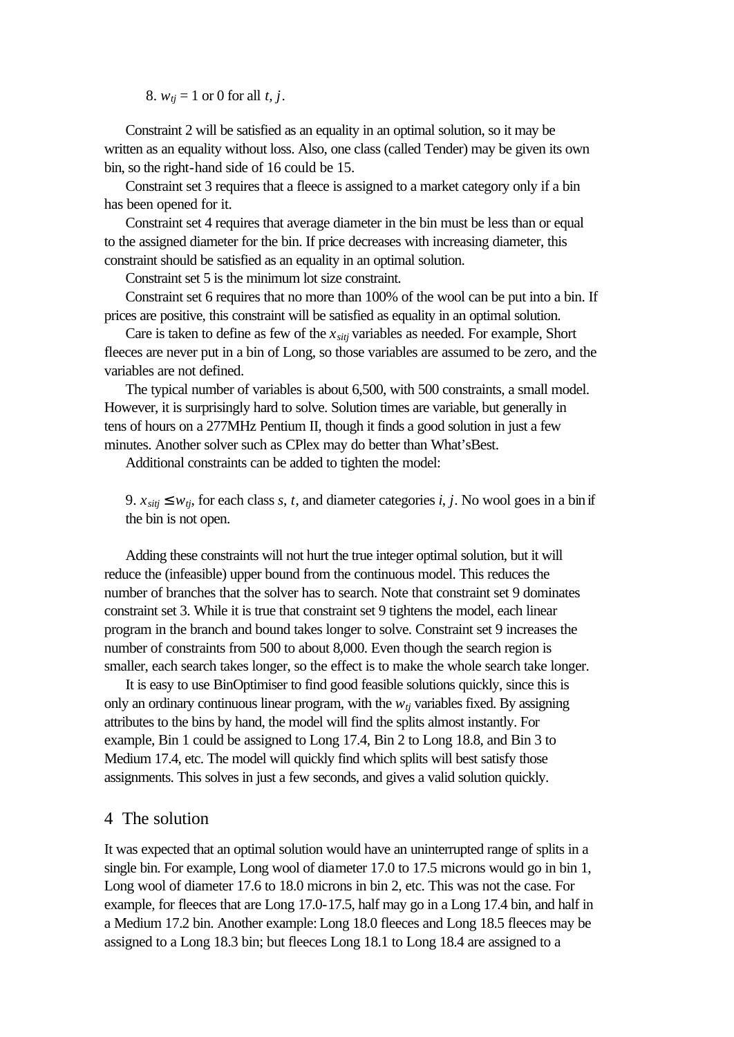8. $w_{tj}$ = 1 or 0 for all $t$, $j$.

Constraint 2 will be satisfied as an equality in an optimal solution, so it may be written as an equality without loss. Also, one class (called Tender) may be given its own bin, so the right-hand side of 16 could be 15.

Constraint set 3 requires that a fleece is assigned to a market category only if a bin has been opened for it.

Constraint set 4 requires that average diameter in the bin must be less than or equal to the assigned diameter for the bin. If price decreases with increasing diameter, this constraint should be satisfied as an equality in an optimal solution.

Constraint set 5 is the minimum lot size constraint.

Constraint set 6 requires that no more than 100% of the wool can be put into a bin. If prices are positive, this constraint will be satisfied as equality in an optimal solution.

Care is taken to define as few of the $x_{sitj}$ variables as needed. For example, Short fleeces are never put in a bin of Long, so those variables are assumed to be zero, and the variables are not defined.

The typical number of variables is about 6,500, with 500 constraints, a small model. However, it is surprisingly hard to solve. Solution times are variable, but generally in tens of hours on a 277MHz Pentium II, though it finds a good solution in just a few minutes. Another solver such as CPlex may do better than What'sBest.

Additional constraints can be added to tighten the model:

9. $x_{sitj} \leq w_{tj}$, for each class $s$, $t$, and diameter categories $i$, $j$. No wool goes in a bin if the bin is not open.

Adding these constraints will not hurt the true integer optimal solution, but it will reduce the (infeasible) upper bound from the continuous model. This reduces the number of branches that the solver has to search. Note that constraint set 9 dominates constraint set 3. While it is true that constraint set 9 tightens the model, each linear program in the branch and bound takes longer to solve. Constraint set 9 increases the number of constraints from 500 to about 8,000. Even though the search region is smaller, each search takes longer, so the effect is to make the whole search take longer.

It is easy to use BinOptimiser to find good feasible solutions quickly, since this is only an ordinary continuous linear program, with the $w_{tj}$ variables fixed. By assigning attributes to the bins by hand, the model will find the splits almost instantly. For example, Bin 1 could be assigned to Long 17.4, Bin 2 to Long 18.8, and Bin 3 to Medium 17.4, etc. The model will quickly find which splits will best satisfy those assignments. This solves in just a few seconds, and gives a valid solution quickly.

## 4 The solution

It was expected that an optimal solution would have an uninterrupted range of splits in a single bin. For example, Long wool of diameter 17.0 to 17.5 microns would go in bin 1, Long wool of diameter 17.6 to 18.0 microns in bin 2, etc. This was not the case. For example, for fleeces that are Long 17.0-17.5, half may go in a Long 17.4 bin, and half in a Medium 17.2 bin. Another example: Long 18.0 fleeces and Long 18.5 fleeces may be assigned to a Long 18.3 bin; but fleeces Long 18.1 to Long 18.4 are assigned to a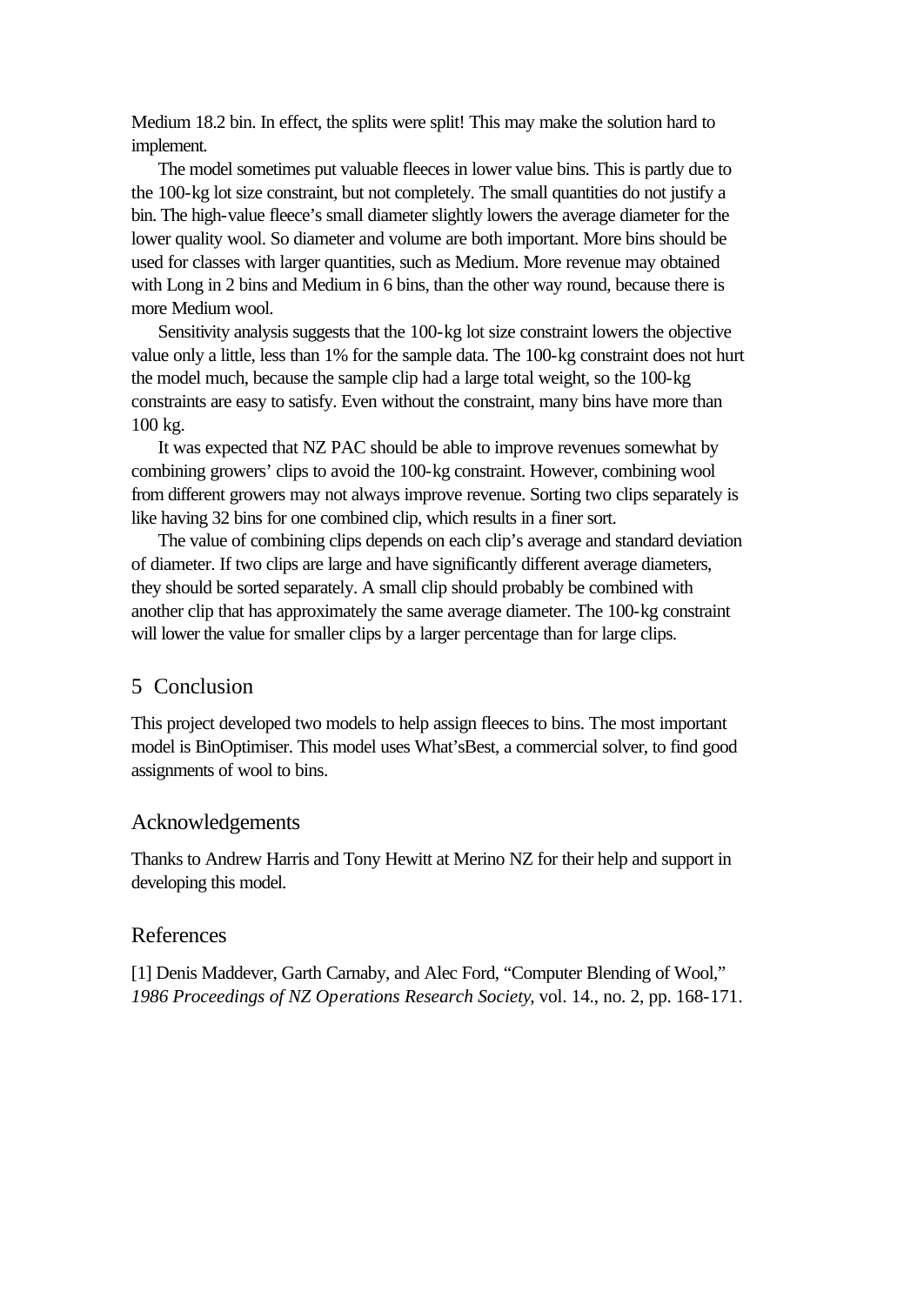Medium 18.2 bin. In effect, the splits were split! This may make the solution hard to implement.

The model sometimes put valuable fleeces in lower value bins. This is partly due to the 100-kg lot size constraint, but not completely. The small quantities do not justify a bin. The high-value fleece's small diameter slightly lowers the average diameter for the lower quality wool. So diameter and volume are both important. More bins should be used for classes with larger quantities, such as Medium. More revenue may obtained with Long in 2 bins and Medium in 6 bins, than the other way round, because there is more Medium wool.

Sensitivity analysis suggests that the 100-kg lot size constraint lowers the objective value only a little, less than 1% for the sample data. The 100-kg constraint does not hurt the model much, because the sample clip had a large total weight, so the 100-kg constraints are easy to satisfy. Even without the constraint, many bins have more than 100 kg.

It was expected that NZ PAC should be able to improve revenues somewhat by combining growers' clips to avoid the 100-kg constraint. However, combining wool from different growers may not always improve revenue. Sorting two clips separately is like having 32 bins for one combined clip, which results in a finer sort.

The value of combining clips depends on each clip's average and standard deviation of diameter. If two clips are large and have significantly different average diameters, they should be sorted separately. A small clip should probably be combined with another clip that has approximately the same average diameter. The 100-kg constraint will lower the value for smaller clips by a larger percentage than for large clips.

## 5 Conclusion

This project developed two models to help assign fleeces to bins. The most important model is BinOptimiser. This model uses What'sBest, a commercial solver, to find good assignments of wool to bins.

## Acknowledgements

Thanks to Andrew Harris and Tony Hewitt at Merino NZ for their help and support in developing this model.

## References

[1] Denis Maddever, Garth Carnaby, and Alec Ford, "Computer Blending of Wool," *1986 Proceedings of NZ Operations Research Society*, vol. 14., no. 2, pp. 168-171.